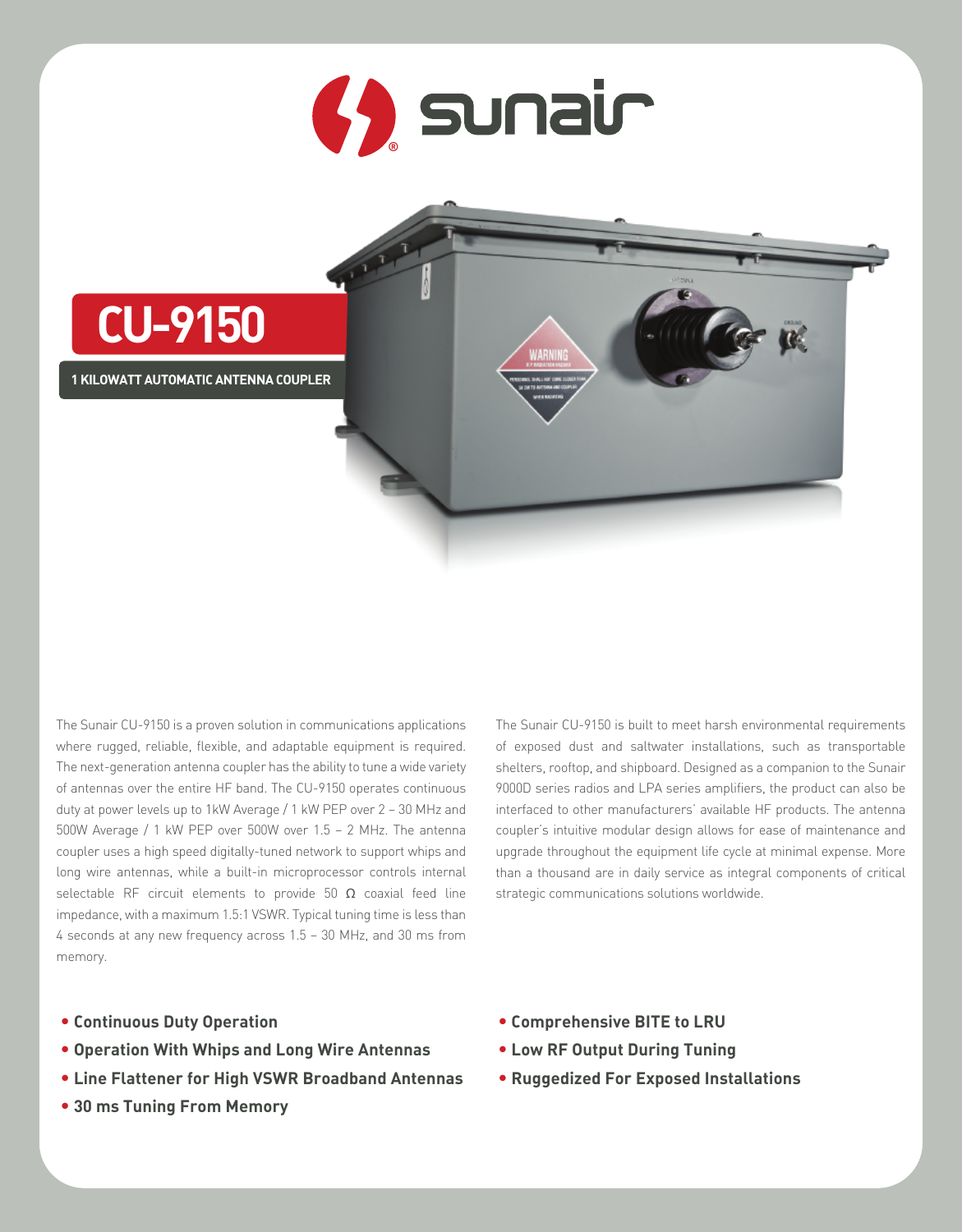# CU-9150

## 1 KILOWATT AUTOMATIC ANTENNA COUPLER

The Sunair CU-9150 is a proven solution in communications applications where rugged, reliable, flexible, and adaptable equipment is required. The next-generation antenna coupler has the ability to tune a wide variety of antennas over the entire HF band. The CU-9150 operates continuous duty at power levels up to 1kW Average / 1 kW PEP over 2 – 30 MHz and 500W Average / 1 kW PEP over 500W over 1.5 – 2 MHz. The antenna coupler uses a high speed digitally-tuned network to support whips and long wire antennas, while a built-in microprocessor controls internal selectable RF circuit elements to provide 50 Ω coaxial feed line impedance, with a maximum 1.5:1 VSWR. Typical tuning time is less than 4 seconds at any new frequency across 1.5 – 30 MHz, and 30 ms from memory.

The Sunair CU-9150 is built to meet harsh environmental requirements of exposed dust and saltwater installations, such as transportable shelters, rooftop, and shipboard. Designed as a companion to the Sunair 9000D series radios and LPA series amplifiers, the product can also be interfaced to other manufacturers' available HF products. The antenna coupler's intuitive modular design allows for ease of maintenance and upgrade throughout the equipment life cycle at minimal expense. More than a thousand are in daily service as integral components of critical strategic communications solutions worldwide.

- **Continuous Duty Operation**
- **Operation With Whips and Long Wire Antennas**
- **Line Flattener for High VSWR Broadband Antennas**
- **30 ms Tuning From Memory**
- **Comprehensive BITE to LRU**
- **Low RF Output During Tuning**
- **Ruggedized For Exposed Installations**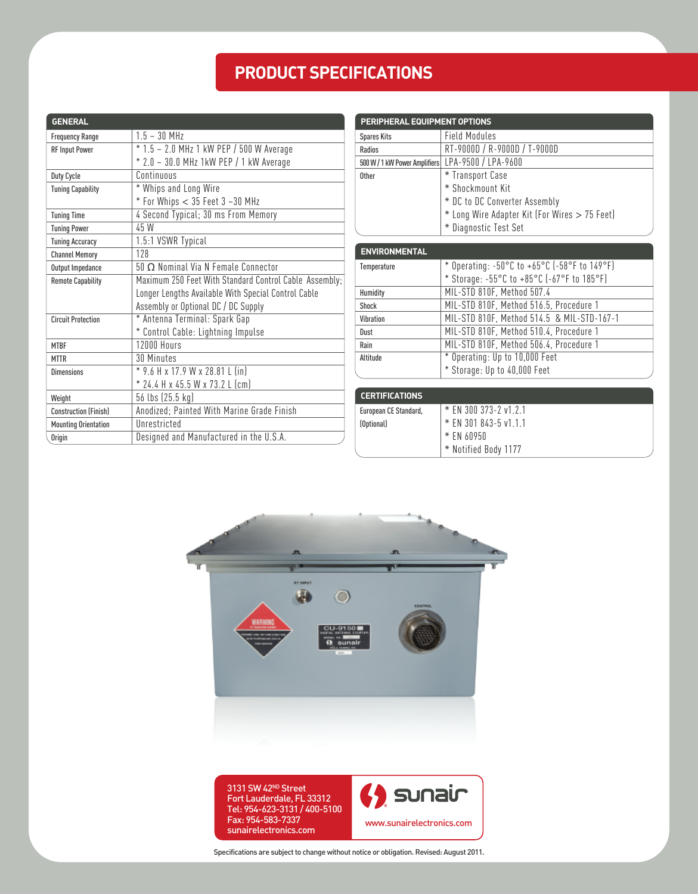# PRODUCT SPECIFICATIONS

## GENERAL

| | |
|---|---|
| Frequency Range | 1.5 – 30 MHz |
| RF Input Power | * 1.5 – 2.0 MHz 1 kW PEP / 500 W Average<br>* 2.0 – 30.0 MHz 1kW PEP / 1 kW Average |
| Duty Cycle | Continuous |
| Tuning Capability | * Whips and Long Wire<br>* For Whips < 35 Feet 3 –30 MHz |
| Tuning Time | 4 Second Typical; 30 ms From Memory |
| Tuning Power | 45 W |
| Tuning Accuracy | 1.5:1 VSWR Typical |
| Channel Memory | 128 |
| Output Impedance | 50 Ω Nominal Via N Female Connector |
| Remote Capability | Maximum 250 Feet With Standard Control Cable Assembly; Longer Lengths Available With Special Control Cable Assembly or Optional DC / DC Supply |
| Circuit Protection | * Antenna Terminal: Spark Gap<br>* Control Cable: Lightning Impulse |
| MTBF | 12000 Hours |
| MTTR | 30 Minutes |
| Dimensions | * 9.6 H x 17.9 W x 28.81 L (in)<br>* 24.4 H x 45.5 W x 73.2 L (cm) |
| Weight | 56 lbs (25.5 kg) |
| Construction (Finish) | Anodized; Painted With Marine Grade Finish |
| Mounting Orientation | Unrestricted |
| Origin | Designed and Manufactured in the U.S.A. |

## PERIPHERAL EQUIPMENT OPTIONS

| | |
|---|---|
| Spares Kits | Field Modules |
| Radios | RT-9000D / R-9000D / T-9000D |
| 500 W / 1 kW Power Amplifiers | LPA-9500 / LPA-9600 |
| Other | * Transport Case<br>* Shockmount Kit<br>* DC to DC Converter Assembly<br>* Long Wire Adapter Kit (For Wires > 75 Feet)<br>* Diagnostic Test Set |

## ENVIRONMENTAL

| | |
|---|---|
| Temperature | * Operating: -50°C to +65°C (-58°F to 149°F)<br>* Storage: -55°C to +85°C (-67°F to 185°F) |
| Humidity | MIL-STD 810F, Method 507.4 |
| Shock | MIL-STD 810F, Method 516.5, Procedure 1 |
| Vibration | MIL-STD 810F, Method 514.5 & MIL-STD-167-1 |
| Dust | MIL-STD 810F, Method 510.4, Procedure 1 |
| Rain | MIL-STD 810F, Method 506.4, Procedure 1 |
| Altitude | * Operating: Up to 10,000 Feet<br>* Storage: Up to 40,000 Feet |

## CERTIFICATIONS

| | |
|---|---|
| European CE Standard, (Optional) | * EN 300 373-2 v1.2.1<br>* EN 301 843-5 v1.1.1<br>* EN 60950<br>* Notified Body 1177 |

3131 SW 42ND Street
Fort Lauderdale, FL 33312
Tel: 954-623-3131 / 400-5100
Fax: 954-583-7337
sunairelectronics.com

sunair
www.sunairelectronics.com

Specifications are subject to change without notice or obligation. Revised: August 2011.